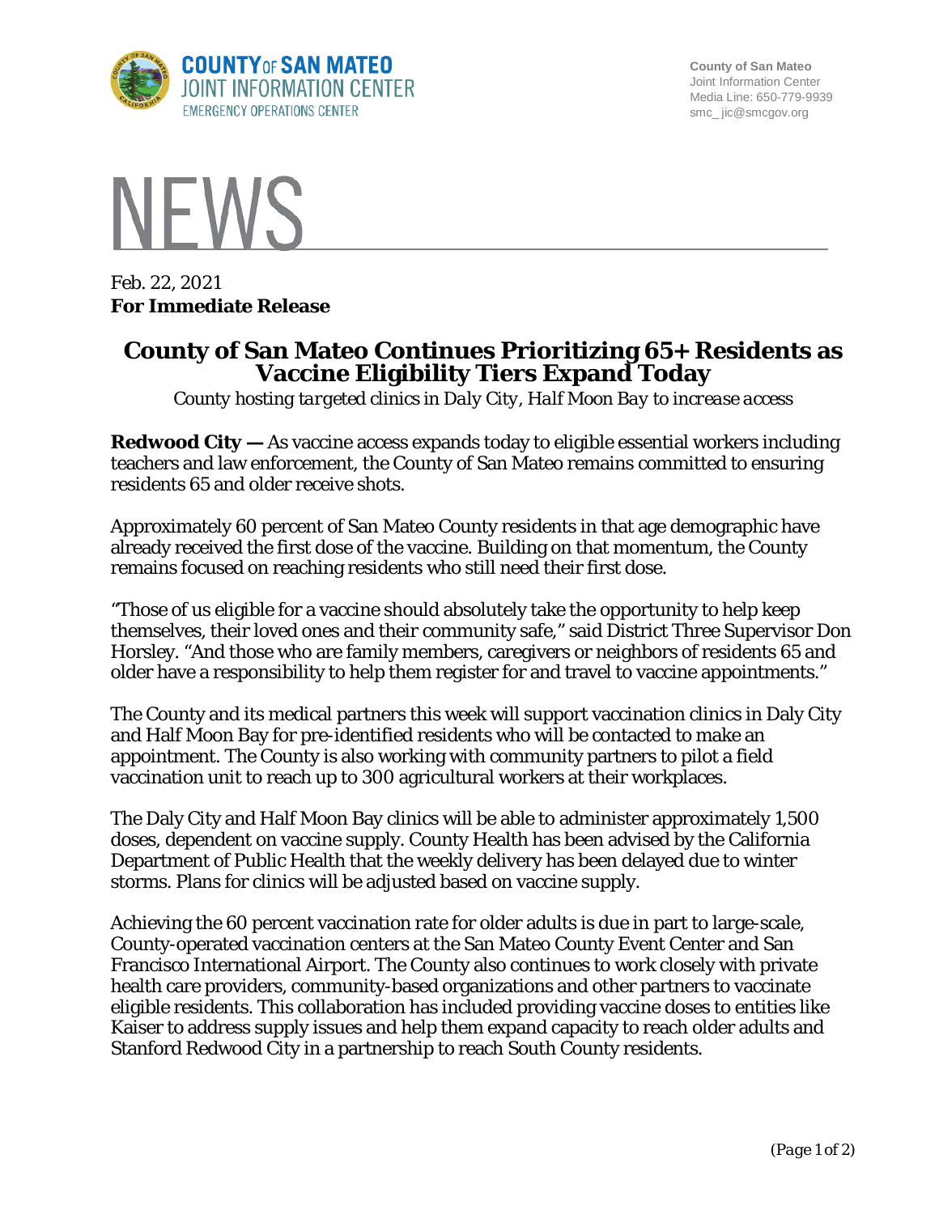County of San Mateo
Joint Information Center
Media Line: 650-779-9939
smc_ jic@smcgov.org

# NEWS

Feb. 22, 2021
**For Immediate Release**

## County of San Mateo Continues Prioritizing 65+ Residents as Vaccine Eligibility Tiers Expand Today

*County hosting targeted clinics in Daly City, Half Moon Bay to increase access*

**Redwood City —** As vaccine access expands today to eligible essential workers including teachers and law enforcement, the County of San Mateo remains committed to ensuring residents 65 and older receive shots.

Approximately 60 percent of San Mateo County residents in that age demographic have already received the first dose of the vaccine. Building on that momentum, the County remains focused on reaching residents who still need their first dose.

"Those of us eligible for a vaccine should absolutely take the opportunity to help keep themselves, their loved ones and their community safe," said District Three Supervisor Don Horsley. "And those who are family members, caregivers or neighbors of residents 65 and older have a responsibility to help them register for and travel to vaccine appointments."

The County and its medical partners this week will support vaccination clinics in Daly City and Half Moon Bay for pre-identified residents who will be contacted to make an appointment. The County is also working with community partners to pilot a field vaccination unit to reach up to 300 agricultural workers at their workplaces.

The Daly City and Half Moon Bay clinics will be able to administer approximately 1,500 doses, dependent on vaccine supply. County Health has been advised by the California Department of Public Health that the weekly delivery has been delayed due to winter storms. Plans for clinics will be adjusted based on vaccine supply.

Achieving the 60 percent vaccination rate for older adults is due in part to large-scale, County-operated vaccination centers at the San Mateo County Event Center and San Francisco International Airport. The County also continues to work closely with private health care providers, community-based organizations and other partners to vaccinate eligible residents. This collaboration has included providing vaccine doses to entities like Kaiser to address supply issues and help them expand capacity to reach older adults and Stanford Redwood City in a partnership to reach South County residents.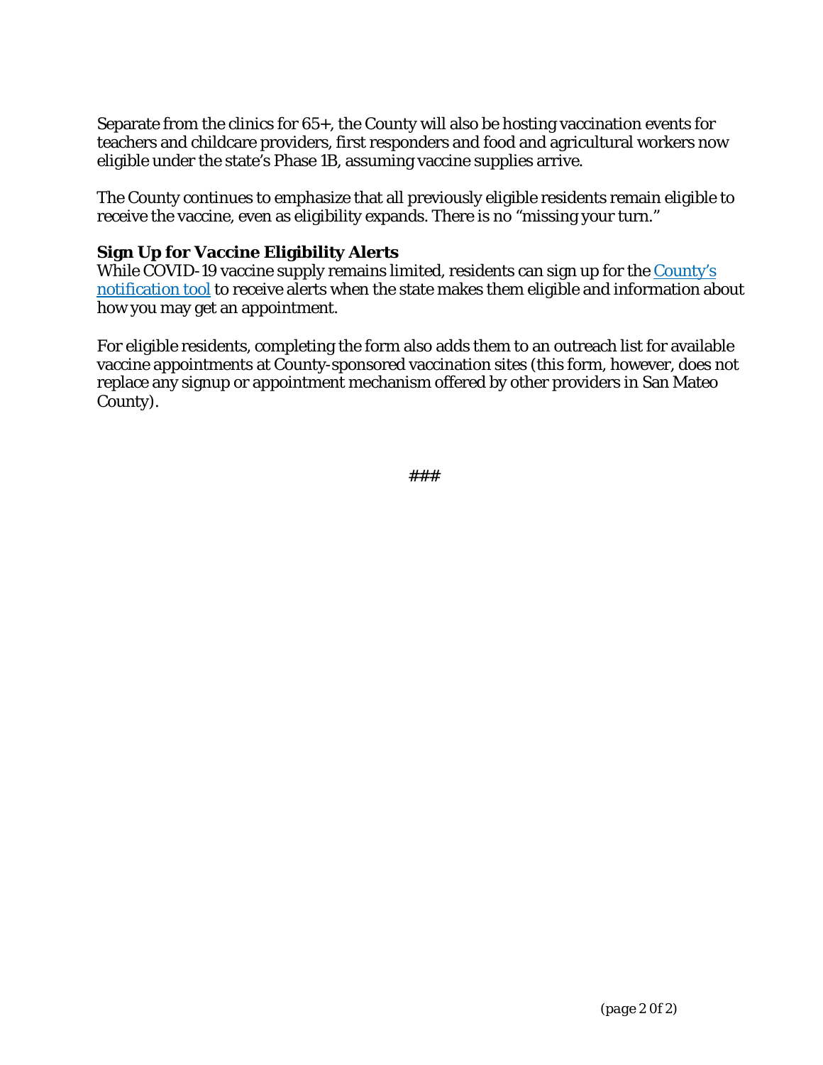Separate from the clinics for 65+, the County will also be hosting vaccination events for teachers and childcare providers, first responders and food and agricultural workers now eligible under the state's Phase 1B, assuming vaccine supplies arrive.

The County continues to emphasize that all previously eligible residents remain eligible to receive the vaccine, even as eligibility expands. There is no "missing your turn."

**Sign Up for Vaccine Eligibility Alerts**

While COVID-19 vaccine supply remains limited, residents can sign up for the County's notification tool to receive alerts when the state makes them eligible and information about how you may get an appointment.

For eligible residents, completing the form also adds them to an outreach list for available vaccine appointments at County-sponsored vaccination sites (this form, however, does not replace any signup or appointment mechanism offered by other providers in San Mateo County).

###